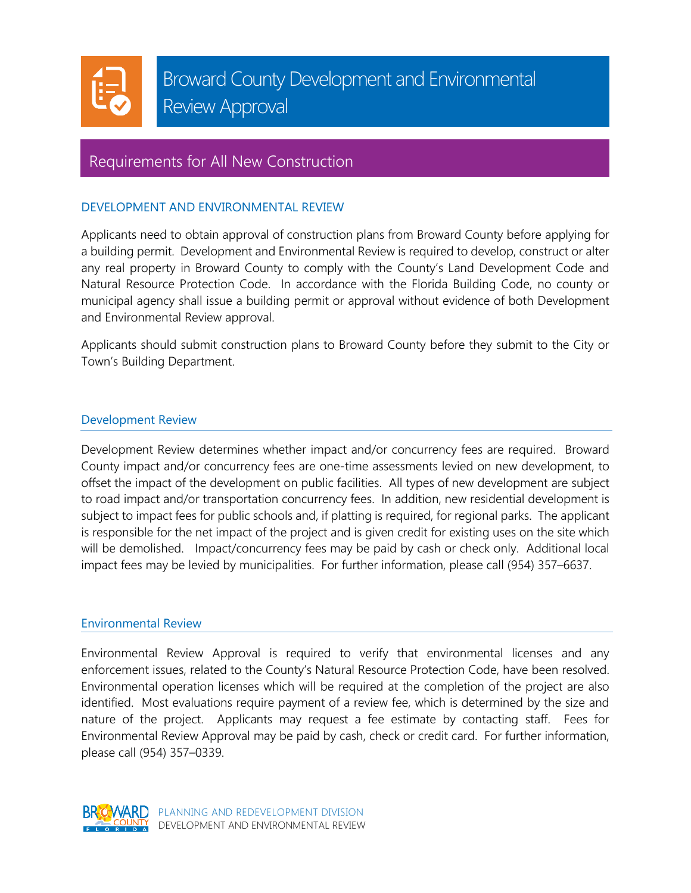# Broward County Development and Environmental Review Approval

## Requirements for All New Construction

### DEVELOPMENT AND ENVIRONMENTAL REVIEW

Applicants need to obtain approval of construction plans from Broward County before applying for a building permit. Development and Environmental Review is required to develop, construct or alter any real property in Broward County to comply with the County's Land Development Code and Natural Resource Protection Code. In accordance with the Florida Building Code, no county or municipal agency shall issue a building permit or approval without evidence of both Development and Environmental Review approval.

Applicants should submit construction plans to Broward County before they submit to the City or Town's Building Department.

### Development Review

Development Review determines whether impact and/or concurrency fees are required. Broward County impact and/or concurrency fees are one-time assessments levied on new development, to offset the impact of the development on public facilities. All types of new development are subject to road impact and/or transportation concurrency fees. In addition, new residential development is subject to impact fees for public schools and, if platting is required, for regional parks. The applicant is responsible for the net impact of the project and is given credit for existing uses on the site which will be demolished. Impact/concurrency fees may be paid by cash or check only. Additional local impact fees may be levied by municipalities. For further information, please call (954) 357–6637.

### Environmental Review

Environmental Review Approval is required to verify that environmental licenses and any enforcement issues, related to the County's Natural Resource Protection Code, have been resolved. Environmental operation licenses which will be required at the completion of the project are also identified. Most evaluations require payment of a review fee, which is determined by the size and nature of the project. Applicants may request a fee estimate by contacting staff. Fees for Environmental Review Approval may be paid by cash, check or credit card. For further information, please call (954) 357–0339.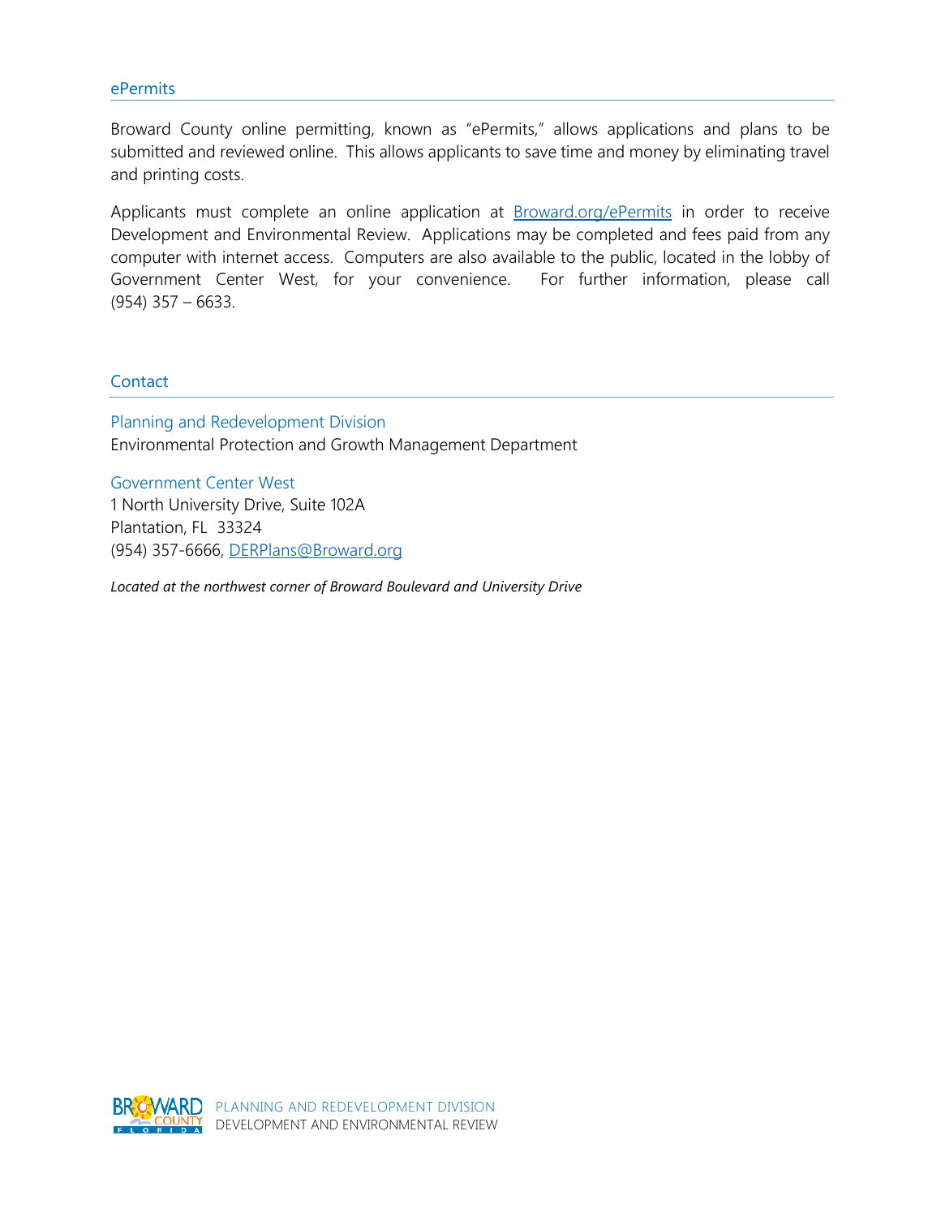## ePermits

Broward County online permitting, known as "ePermits," allows applications and plans to be submitted and reviewed online. This allows applicants to save time and money by eliminating travel and printing costs.

Applicants must complete an online application at Broward.org/ePermits in order to receive Development and Environmental Review. Applications may be completed and fees paid from any computer with internet access. Computers are also available to the public, located in the lobby of Government Center West, for your convenience. For further information, please call (954) 357 – 6633.

## Contact

Planning and Redevelopment Division
Environmental Protection and Growth Management Department

Government Center West
1 North University Drive, Suite 102A
Plantation, FL 33324
(954) 357-6666, DERPlans@Broward.org

*Located at the northwest corner of Broward Boulevard and University Drive*